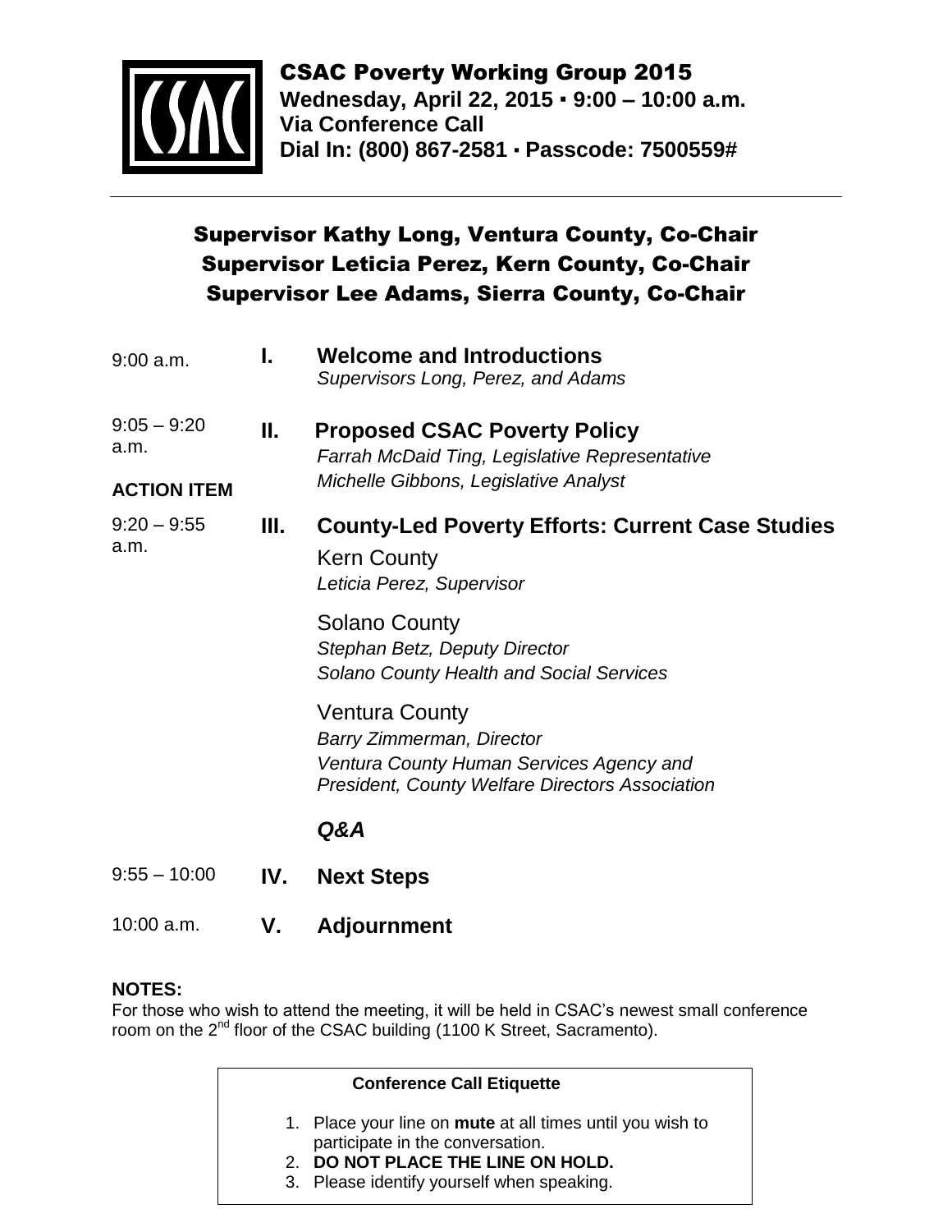# CSAC Poverty Working Group 2015

**Wednesday, April 22, 2015 ▪ 9:00 – 10:00 a.m.**
**Via Conference Call**
**Dial In: (800) 867-2581 ▪ Passcode: 7500559#**

---

## Supervisor Kathy Long, Ventura County, Co-Chair
## Supervisor Leticia Perez, Kern County, Co-Chair
## Supervisor Lee Adams, Sierra County, Co-Chair

9:00 a.m. — **I. Welcome and Introductions**
*Supervisors Long, Perez, and Adams*

9:05 – 9:20 a.m. — **II. Proposed CSAC Poverty Policy**
**ACTION ITEM**
*Farrah McDaid Ting, Legislative Representative*
*Michelle Gibbons, Legislative Analyst*

9:20 – 9:55 a.m. — **III. County-Led Poverty Efforts: Current Case Studies**

Kern County
*Leticia Perez, Supervisor*

Solano County
*Stephan Betz, Deputy Director*
*Solano County Health and Social Services*

Ventura County
*Barry Zimmerman, Director*
*Ventura County Human Services Agency and*
*President, County Welfare Directors Association*

***Q&A***

9:55 – 10:00 — **IV. Next Steps**

10:00 a.m. — **V. Adjournment**

**NOTES:**
For those who wish to attend the meeting, it will be held in CSAC's newest small conference room on the 2nd floor of the CSAC building (1100 K Street, Sacramento).

**Conference Call Etiquette**

1. Place your line on **mute** at all times until you wish to participate in the conversation.
2. **DO NOT PLACE THE LINE ON HOLD.**
3. Please identify yourself when speaking.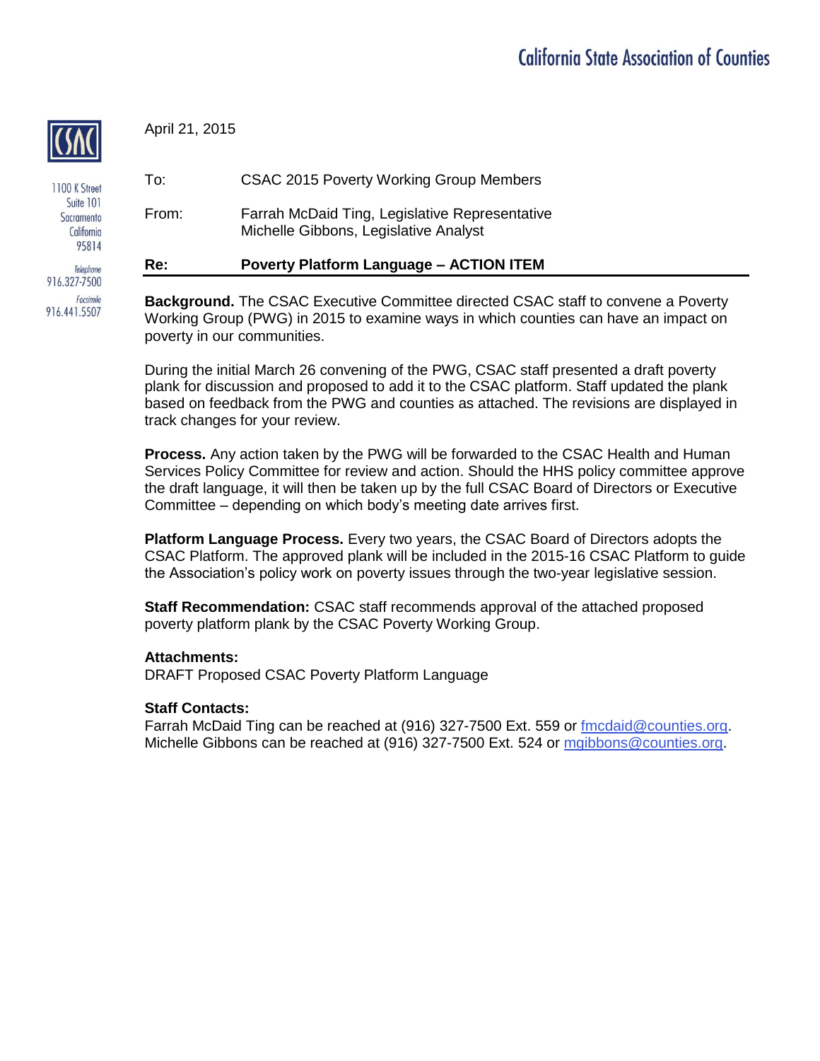California State Association of Counties

1100 K Street
Suite 101
Sacramento
California
95814

Telephone
916.327-7500

Facsimile
916.441.5507

April 21, 2015

To: CSAC 2015 Poverty Working Group Members

From: Farrah McDaid Ting, Legislative Representative
Michelle Gibbons, Legislative Analyst

**Re: Poverty Platform Language – ACTION ITEM**

**Background.** The CSAC Executive Committee directed CSAC staff to convene a Poverty Working Group (PWG) in 2015 to examine ways in which counties can have an impact on poverty in our communities.

During the initial March 26 convening of the PWG, CSAC staff presented a draft poverty plank for discussion and proposed to add it to the CSAC platform. Staff updated the plank based on feedback from the PWG and counties as attached. The revisions are displayed in track changes for your review.

**Process.** Any action taken by the PWG will be forwarded to the CSAC Health and Human Services Policy Committee for review and action. Should the HHS policy committee approve the draft language, it will then be taken up by the full CSAC Board of Directors or Executive Committee – depending on which body's meeting date arrives first.

**Platform Language Process.** Every two years, the CSAC Board of Directors adopts the CSAC Platform. The approved plank will be included in the 2015-16 CSAC Platform to guide the Association's policy work on poverty issues through the two-year legislative session.

**Staff Recommendation:** CSAC staff recommends approval of the attached proposed poverty platform plank by the CSAC Poverty Working Group.

**Attachments:**
DRAFT Proposed CSAC Poverty Platform Language

**Staff Contacts:**
Farrah McDaid Ting can be reached at (916) 327-7500 Ext. 559 or fmcdaid@counties.org.
Michelle Gibbons can be reached at (916) 327-7500 Ext. 524 or mgibbons@counties.org.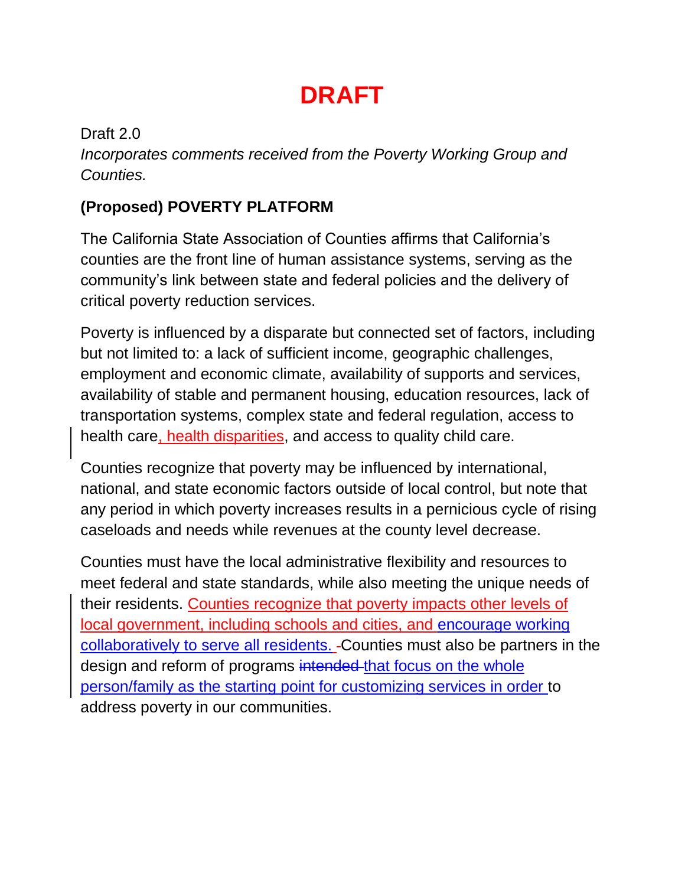# DRAFT

Draft 2.0

*Incorporates comments received from the Poverty Working Group and Counties.*

**(Proposed) POVERTY PLATFORM**

The California State Association of Counties affirms that California's counties are the front line of human assistance systems, serving as the community's link between state and federal policies and the delivery of critical poverty reduction services.

Poverty is influenced by a disparate but connected set of factors, including but not limited to: a lack of sufficient income, geographic challenges, employment and economic climate, availability of supports and services, availability of stable and permanent housing, education resources, lack of transportation systems, complex state and federal regulation, access to health care, health disparities, and access to quality child care.

Counties recognize that poverty may be influenced by international, national, and state economic factors outside of local control, but note that any period in which poverty increases results in a pernicious cycle of rising caseloads and needs while revenues at the county level decrease.

Counties must have the local administrative flexibility and resources to meet federal and state standards, while also meeting the unique needs of their residents. Counties recognize that poverty impacts other levels of local government, including schools and cities, and encourage working collaboratively to serve all residents. Counties must also be partners in the design and reform of programs ~~intended~~ that focus on the whole person/family as the starting point for customizing services in order to address poverty in our communities.